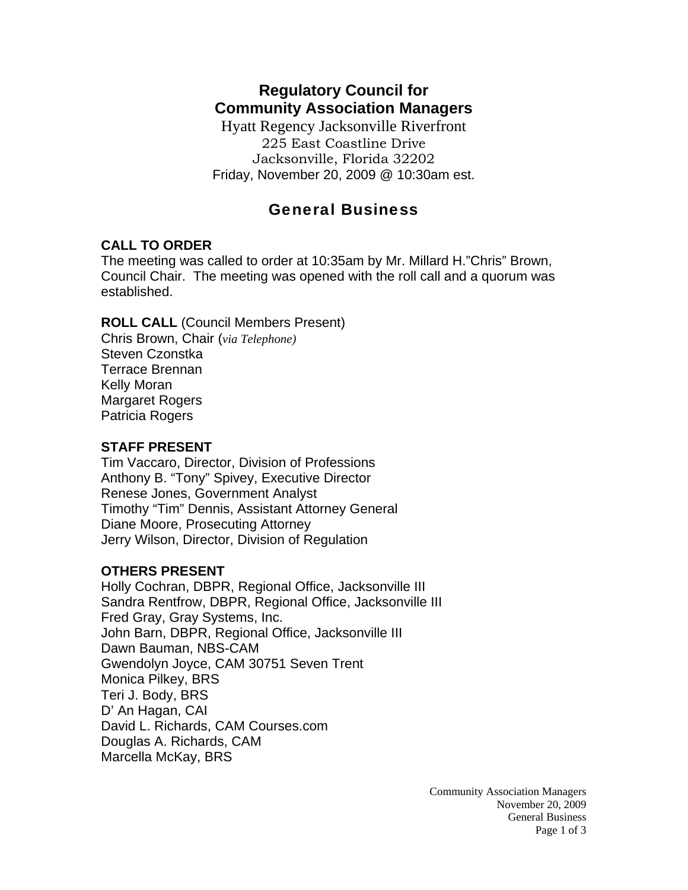# Regulatory Council for Community Association Managers

Hyatt Regency Jacksonville Riverfront
225 East Coastline Drive
Jacksonville, Florida 32202
Friday, November 20, 2009 @ 10:30am est.

## General Business

**CALL TO ORDER**
The meeting was called to order at 10:35am by Mr. Millard H."Chris" Brown, Council Chair. The meeting was opened with the roll call and a quorum was established.

**ROLL CALL** (Council Members Present)
Chris Brown, Chair (*via Telephone)*
Steven Czonstka
Terrace Brennan
Kelly Moran
Margaret Rogers
Patricia Rogers

**STAFF PRESENT**
Tim Vaccaro, Director, Division of Professions
Anthony B. "Tony" Spivey, Executive Director
Renese Jones, Government Analyst
Timothy "Tim" Dennis, Assistant Attorney General
Diane Moore, Prosecuting Attorney
Jerry Wilson, Director, Division of Regulation

**OTHERS PRESENT**
Holly Cochran, DBPR, Regional Office, Jacksonville III
Sandra Rentfrow, DBPR, Regional Office, Jacksonville III
Fred Gray, Gray Systems, Inc.
John Barn, DBPR, Regional Office, Jacksonville III
Dawn Bauman, NBS-CAM
Gwendolyn Joyce, CAM 30751 Seven Trent
Monica Pilkey, BRS
Teri J. Body, BRS
D' An Hagan, CAI
David L. Richards, CAM Courses.com
Douglas A. Richards, CAM
Marcella McKay, BRS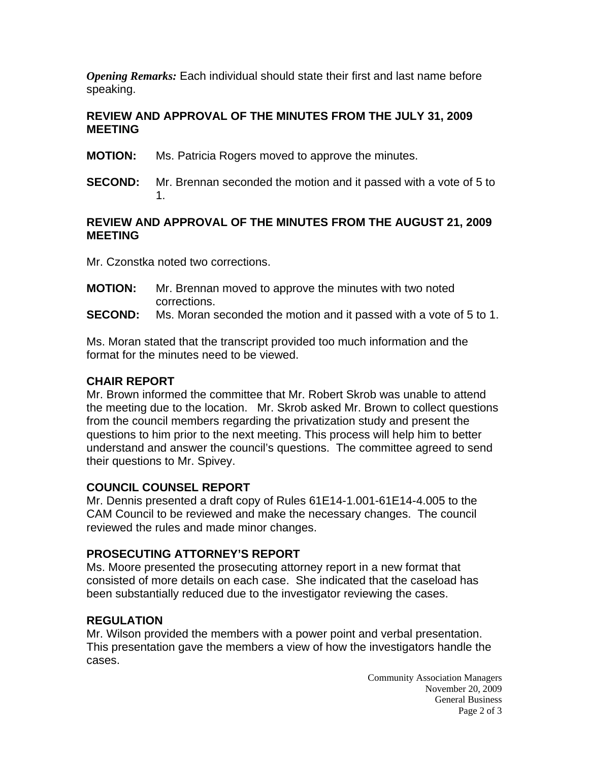***Opening Remarks:*** Each individual should state their first and last name before speaking.

**REVIEW AND APPROVAL OF THE MINUTES FROM THE JULY 31, 2009 MEETING**

**MOTION:** Ms. Patricia Rogers moved to approve the minutes.

**SECOND:** Mr. Brennan seconded the motion and it passed with a vote of 5 to 1.

**REVIEW AND APPROVAL OF THE MINUTES FROM THE AUGUST 21, 2009 MEETING**

Mr. Czonstka noted two corrections.

**MOTION:** Mr. Brennan moved to approve the minutes with two noted corrections.

**SECOND:** Ms. Moran seconded the motion and it passed with a vote of 5 to 1.

Ms. Moran stated that the transcript provided too much information and the format for the minutes need to be viewed.

**CHAIR REPORT**

Mr. Brown informed the committee that Mr. Robert Skrob was unable to attend the meeting due to the location. Mr. Skrob asked Mr. Brown to collect questions from the council members regarding the privatization study and present the questions to him prior to the next meeting. This process will help him to better understand and answer the council's questions. The committee agreed to send their questions to Mr. Spivey.

**COUNCIL COUNSEL REPORT**

Mr. Dennis presented a draft copy of Rules 61E14-1.001-61E14-4.005 to the CAM Council to be reviewed and make the necessary changes. The council reviewed the rules and made minor changes.

**PROSECUTING ATTORNEY'S REPORT**

Ms. Moore presented the prosecuting attorney report in a new format that consisted of more details on each case. She indicated that the caseload has been substantially reduced due to the investigator reviewing the cases.

**REGULATION**

Mr. Wilson provided the members with a power point and verbal presentation. This presentation gave the members a view of how the investigators handle the cases.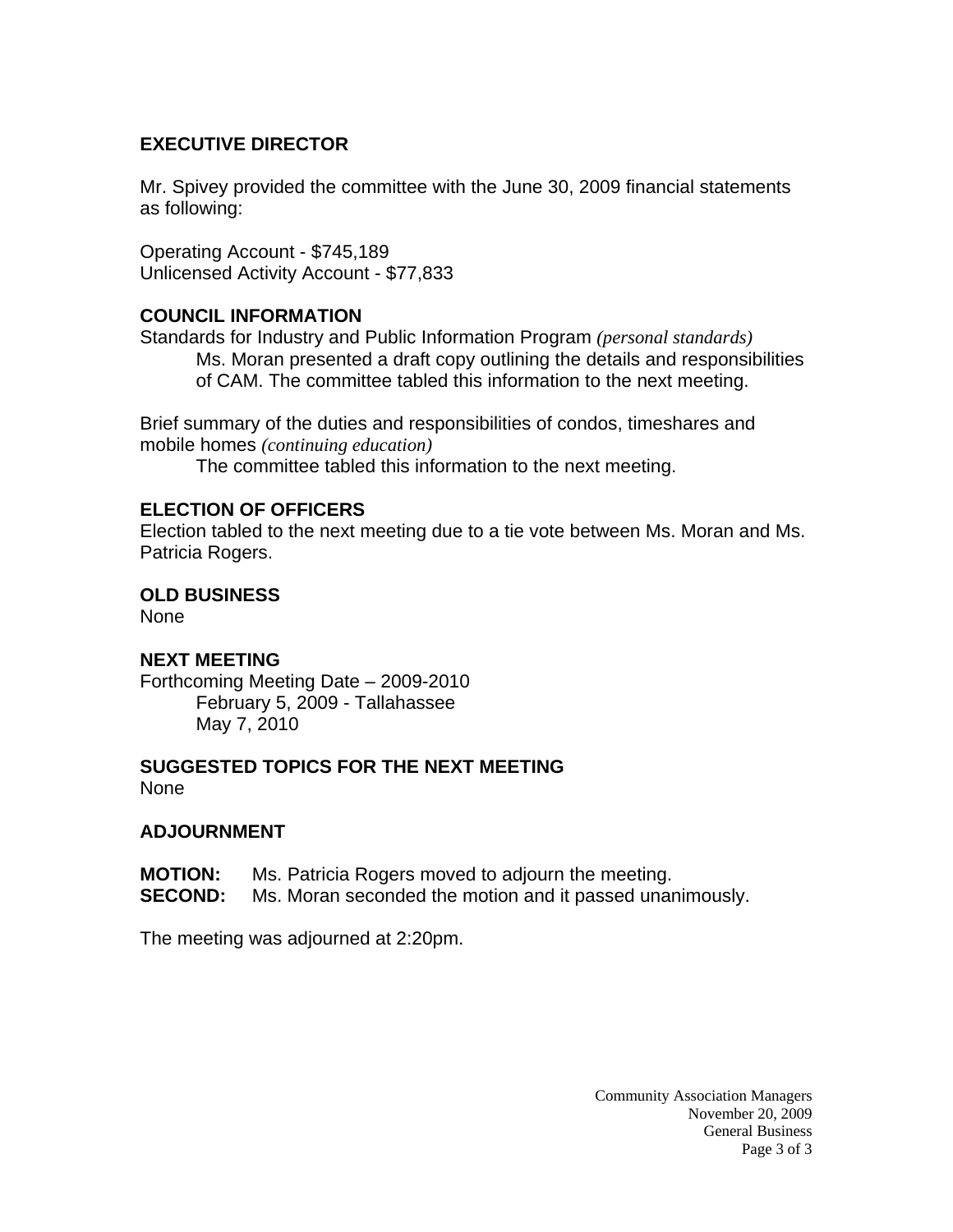## EXECUTIVE DIRECTOR

Mr. Spivey provided the committee with the June 30, 2009 financial statements as following:

Operating Account - $745,189
Unlicensed Activity Account - $77,833

## COUNCIL INFORMATION

Standards for Industry and Public Information Program *(personal standards)*

Ms. Moran presented a draft copy outlining the details and responsibilities of CAM. The committee tabled this information to the next meeting.

Brief summary of the duties and responsibilities of condos, timeshares and mobile homes *(continuing education)*

The committee tabled this information to the next meeting.

## ELECTION OF OFFICERS

Election tabled to the next meeting due to a tie vote between Ms. Moran and Ms. Patricia Rogers.

## OLD BUSINESS

None

## NEXT MEETING

Forthcoming Meeting Date – 2009-2010

February 5, 2009 - Tallahassee
May 7, 2010

## SUGGESTED TOPICS FOR THE NEXT MEETING

None

## ADJOURNMENT

**MOTION:** Ms. Patricia Rogers moved to adjourn the meeting.
**SECOND:** Ms. Moran seconded the motion and it passed unanimously.

The meeting was adjourned at 2:20pm.